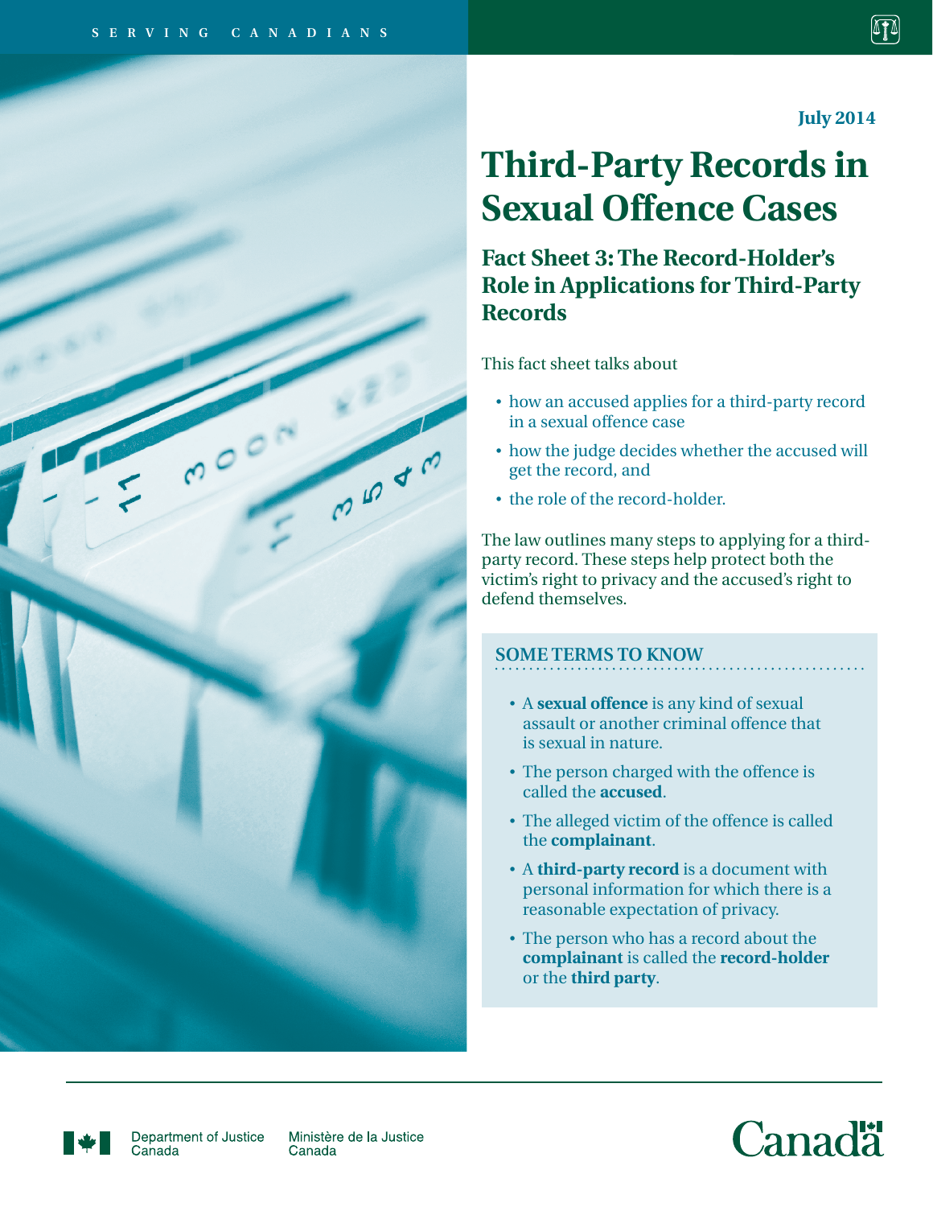SERVING CANADIANS

July 2014

# Third-Party Records in Sexual Offence Cases

## Fact Sheet 3: The Record-Holder's Role in Applications for Third-Party Records

This fact sheet talks about

- how an accused applies for a third-party record in a sexual offence case
- how the judge decides whether the accused will get the record, and
- the role of the record-holder.

The law outlines many steps to applying for a third-party record. These steps help protect both the victim's right to privacy and the accused's right to defend themselves.

### SOME TERMS TO KNOW

- A **sexual offence** is any kind of sexual assault or another criminal offence that is sexual in nature.
- The person charged with the offence is called the **accused**.
- The alleged victim of the offence is called the **complainant**.
- A **third-party record** is a document with personal information for which there is a reasonable expectation of privacy.
- The person who has a record about the **complainant** is called the **record-holder** or the **third party**.

Department of Justice Canada | Ministère de la Justice Canada

Canada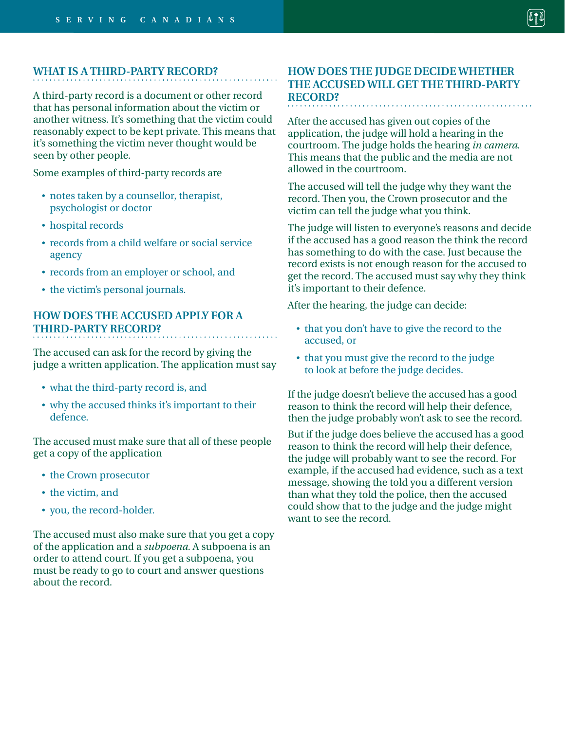## WHAT IS A THIRD-PARTY RECORD?

A third-party record is a document or other record that has personal information about the victim or another witness. It's something that the victim could reasonably expect to be kept private. This means that it's something the victim never thought would be seen by other people.

Some examples of third-party records are

- notes taken by a counsellor, therapist, psychologist or doctor
- hospital records
- records from a child welfare or social service agency
- records from an employer or school, and
- the victim's personal journals.

## HOW DOES THE ACCUSED APPLY FOR A THIRD-PARTY RECORD?

The accused can ask for the record by giving the judge a written application. The application must say

- what the third-party record is, and
- why the accused thinks it's important to their defence.

The accused must make sure that all of these people get a copy of the application

- the Crown prosecutor
- the victim, and
- you, the record-holder.

The accused must also make sure that you get a copy of the application and a *subpoena*. A subpoena is an order to attend court. If you get a subpoena, you must be ready to go to court and answer questions about the record.

## HOW DOES THE JUDGE DECIDE WHETHER THE ACCUSED WILL GET THE THIRD-PARTY RECORD?

After the accused has given out copies of the application, the judge will hold a hearing in the courtroom. The judge holds the hearing *in camera*. This means that the public and the media are not allowed in the courtroom.

The accused will tell the judge why they want the record. Then you, the Crown prosecutor and the victim can tell the judge what you think.

The judge will listen to everyone's reasons and decide if the accused has a good reason the think the record has something to do with the case. Just because the record exists is not enough reason for the accused to get the record. The accused must say why they think it's important to their defence.

After the hearing, the judge can decide:

- that you don't have to give the record to the accused, or
- that you must give the record to the judge to look at before the judge decides.

If the judge doesn't believe the accused has a good reason to think the record will help their defence, then the judge probably won't ask to see the record.

But if the judge does believe the accused has a good reason to think the record will help their defence, the judge will probably want to see the record. For example, if the accused had evidence, such as a text message, showing the told you a different version than what they told the police, then the accused could show that to the judge and the judge might want to see the record.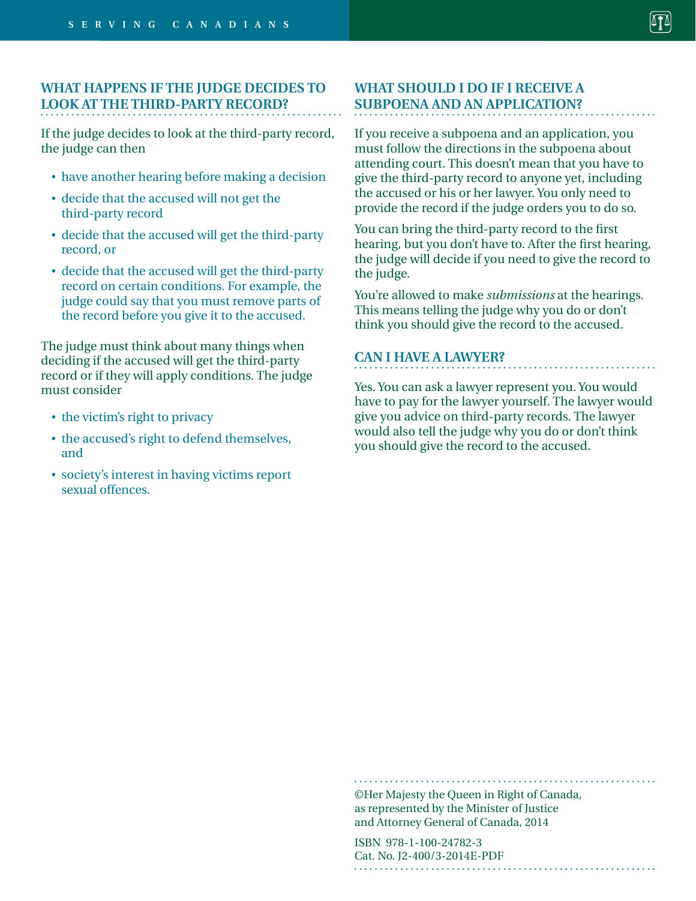## WHAT HAPPENS IF THE JUDGE DECIDES TO LOOK AT THE THIRD-PARTY RECORD?

If the judge decides to look at the third-party record, the judge can then

- have another hearing before making a decision
- decide that the accused will not get the third-party record
- decide that the accused will get the third-party record, or
- decide that the accused will get the third-party record on certain conditions. For example, the judge could say that you must remove parts of the record before you give it to the accused.

The judge must think about many things when deciding if the accused will get the third-party record or if they will apply conditions. The judge must consider

- the victim's right to privacy
- the accused's right to defend themselves, and
- society's interest in having victims report sexual offences.

## WHAT SHOULD I DO IF I RECEIVE A SUBPOENA AND AN APPLICATION?

If you receive a subpoena and an application, you must follow the directions in the subpoena about attending court. This doesn't mean that you have to give the third-party record to anyone yet, including the accused or his or her lawyer. You only need to provide the record if the judge orders you to do so.

You can bring the third-party record to the first hearing, but you don't have to. After the first hearing, the judge will decide if you need to give the record to the judge.

You're allowed to make *submissions* at the hearings. This means telling the judge why you do or don't think you should give the record to the accused.

## CAN I HAVE A LAWYER?

Yes. You can ask a lawyer represent you. You would have to pay for the lawyer yourself. The lawyer would give you advice on third-party records. The lawyer would also tell the judge why you do or don't think you should give the record to the accused.

©Her Majesty the Queen in Right of Canada, as represented by the Minister of Justice and Attorney General of Canada, 2014

ISBN 978-1-100-24782-3
Cat. No. J2-400/3-2014E-PDF